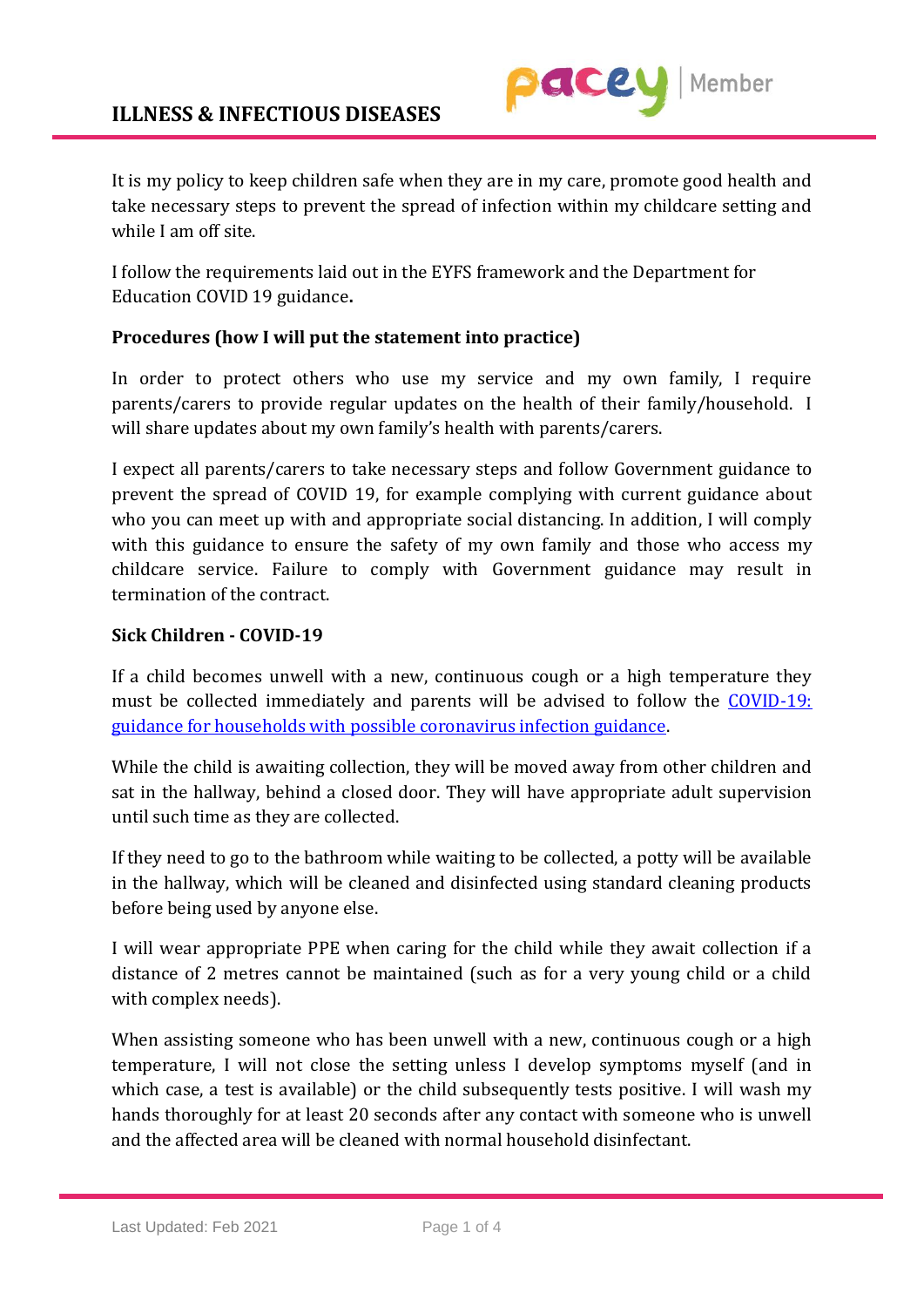# ILLNESS & INFECTIOUS DISEASES

It is my policy to keep children safe when they are in my care, promote good health and take necessary steps to prevent the spread of infection within my childcare setting and while I am off site.

I follow the requirements laid out in the EYFS framework and the Department for Education COVID 19 guidance**.**

**Procedures (how I will put the statement into practice)**

In order to protect others who use my service and my own family, I require parents/carers to provide regular updates on the health of their family/household. I will share updates about my own family's health with parents/carers.

I expect all parents/carers to take necessary steps and follow Government guidance to prevent the spread of COVID 19, for example complying with current guidance about who you can meet up with and appropriate social distancing. In addition, I will comply with this guidance to ensure the safety of my own family and those who access my childcare service. Failure to comply with Government guidance may result in termination of the contract.

**Sick Children - COVID-19**

If a child becomes unwell with a new, continuous cough or a high temperature they must be collected immediately and parents will be advised to follow the COVID-19: guidance for households with possible coronavirus infection guidance.

While the child is awaiting collection, they will be moved away from other children and sat in the hallway, behind a closed door. They will have appropriate adult supervision until such time as they are collected.

If they need to go to the bathroom while waiting to be collected, a potty will be available in the hallway, which will be cleaned and disinfected using standard cleaning products before being used by anyone else.

I will wear appropriate PPE when caring for the child while they await collection if a distance of 2 metres cannot be maintained (such as for a very young child or a child with complex needs).

When assisting someone who has been unwell with a new, continuous cough or a high temperature, I will not close the setting unless I develop symptoms myself (and in which case, a test is available) or the child subsequently tests positive. I will wash my hands thoroughly for at least 20 seconds after any contact with someone who is unwell and the affected area will be cleaned with normal household disinfectant.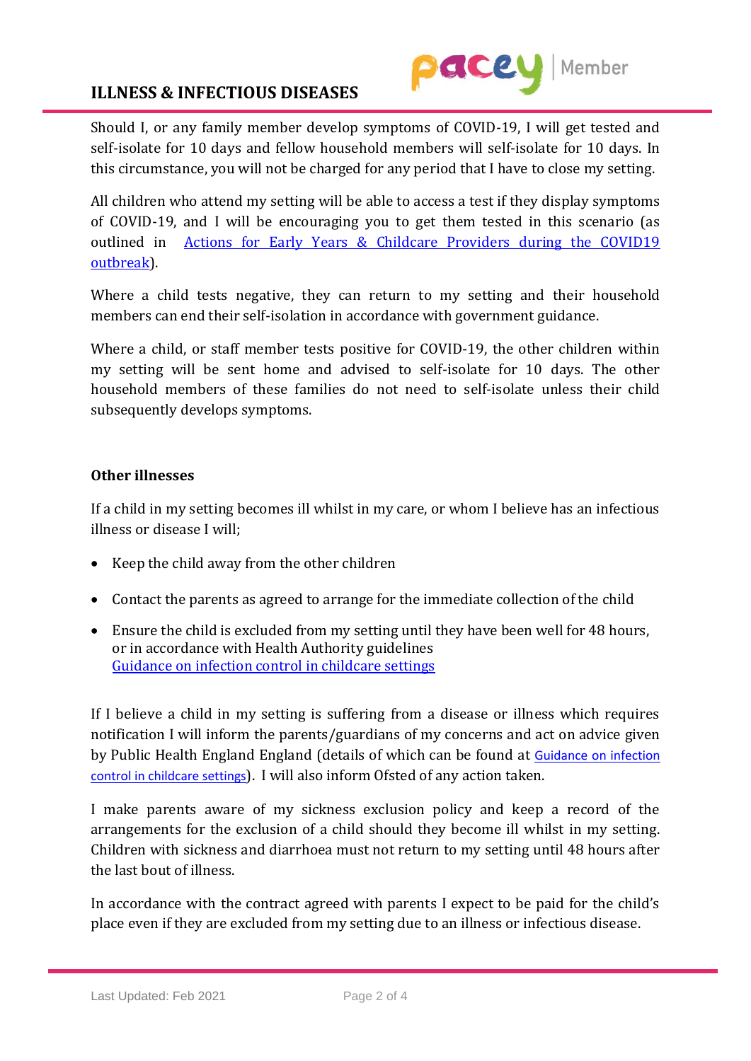Should I, or any family member develop symptoms of COVID-19, I will get tested and self-isolate for 10 days and fellow household members will self-isolate for 10 days. In this circumstance, you will not be charged for any period that I have to close my setting.

All children who attend my setting will be able to access a test if they display symptoms of COVID-19, and I will be encouraging you to get them tested in this scenario (as outlined in Actions for Early Years & Childcare Providers during the COVID19 outbreak).

Where a child tests negative, they can return to my setting and their household members can end their self-isolation in accordance with government guidance.

Where a child, or staff member tests positive for COVID-19, the other children within my setting will be sent home and advised to self-isolate for 10 days. The other household members of these families do not need to self-isolate unless their child subsequently develops symptoms.

**Other illnesses**

If a child in my setting becomes ill whilst in my care, or whom I believe has an infectious illness or disease I will;

- Keep the child away from the other children
- Contact the parents as agreed to arrange for the immediate collection of the child
- Ensure the child is excluded from my setting until they have been well for 48 hours, or in accordance with Health Authority guidelines
  Guidance on infection control in childcare settings

If I believe a child in my setting is suffering from a disease or illness which requires notification I will inform the parents/guardians of my concerns and act on advice given by Public Health England England (details of which can be found at Guidance on infection control in childcare settings). I will also inform Ofsted of any action taken.

I make parents aware of my sickness exclusion policy and keep a record of the arrangements for the exclusion of a child should they become ill whilst in my setting. Children with sickness and diarrhoea must not return to my setting until 48 hours after the last bout of illness.

In accordance with the contract agreed with parents I expect to be paid for the child's place even if they are excluded from my setting due to an illness or infectious disease.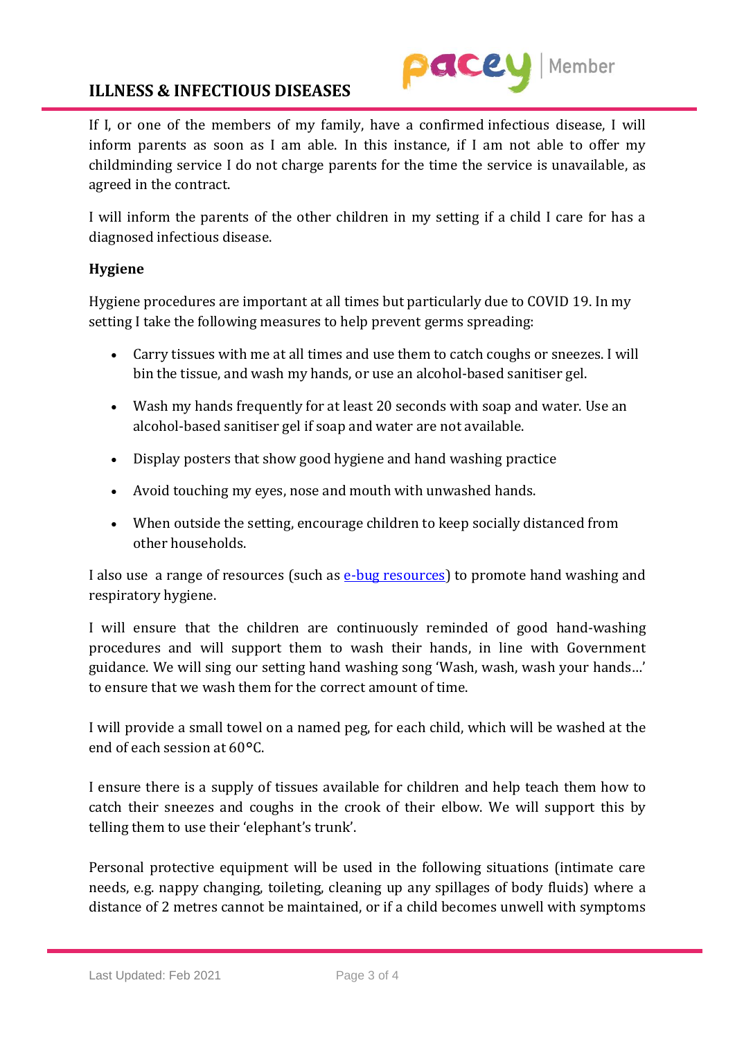If I, or one of the members of my family, have a confirmed infectious disease, I will inform parents as soon as I am able. In this instance, if I am not able to offer my childminding service I do not charge parents for the time the service is unavailable, as agreed in the contract.

I will inform the parents of the other children in my setting if a child I care for has a diagnosed infectious disease.

**Hygiene**

Hygiene procedures are important at all times but particularly due to COVID 19. In my setting I take the following measures to help prevent germs spreading:

- Carry tissues with me at all times and use them to catch coughs or sneezes. I will bin the tissue, and wash my hands, or use an alcohol-based sanitiser gel.
- Wash my hands frequently for at least 20 seconds with soap and water. Use an alcohol-based sanitiser gel if soap and water are not available.
- Display posters that show good hygiene and hand washing practice
- Avoid touching my eyes, nose and mouth with unwashed hands.
- When outside the setting, encourage children to keep socially distanced from other households.

I also use a range of resources (such as [e-bug resources]) to promote hand washing and respiratory hygiene.

I will ensure that the children are continuously reminded of good hand-washing procedures and will support them to wash their hands, in line with Government guidance. We will sing our setting hand washing song 'Wash, wash, wash your hands…' to ensure that we wash them for the correct amount of time.

I will provide a small towel on a named peg, for each child, which will be washed at the end of each session at 60°C.

I ensure there is a supply of tissues available for children and help teach them how to catch their sneezes and coughs in the crook of their elbow. We will support this by telling them to use their 'elephant's trunk'.

Personal protective equipment will be used in the following situations (intimate care needs, e.g. nappy changing, toileting, cleaning up any spillages of body fluids) where a distance of 2 metres cannot be maintained, or if a child becomes unwell with symptoms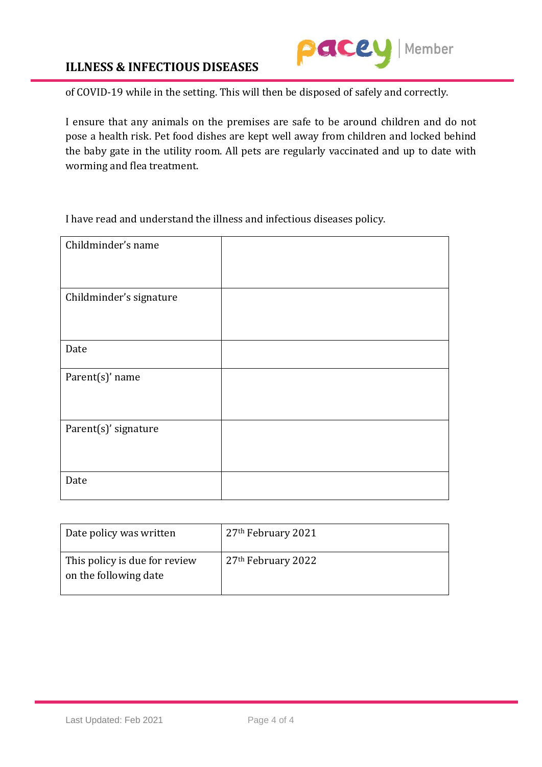of COVID-19 while in the setting. This will then be disposed of safely and correctly.

I ensure that any animals on the premises are safe to be around children and do not pose a health risk. Pet food dishes are kept well away from children and locked behind the baby gate in the utility room. All pets are regularly vaccinated and up to date with worming and flea treatment.

I have read and understand the illness and infectious diseases policy.

| | |
|---|---|
| Childminder's name | |
| Childminder's signature | |
| Date | |
| Parent(s)' name | |
| Parent(s)' signature | |
| Date | |

| | |
|---|---|
| Date policy was written | 27th February 2021 |
| This policy is due for review on the following date | 27th February 2022 |